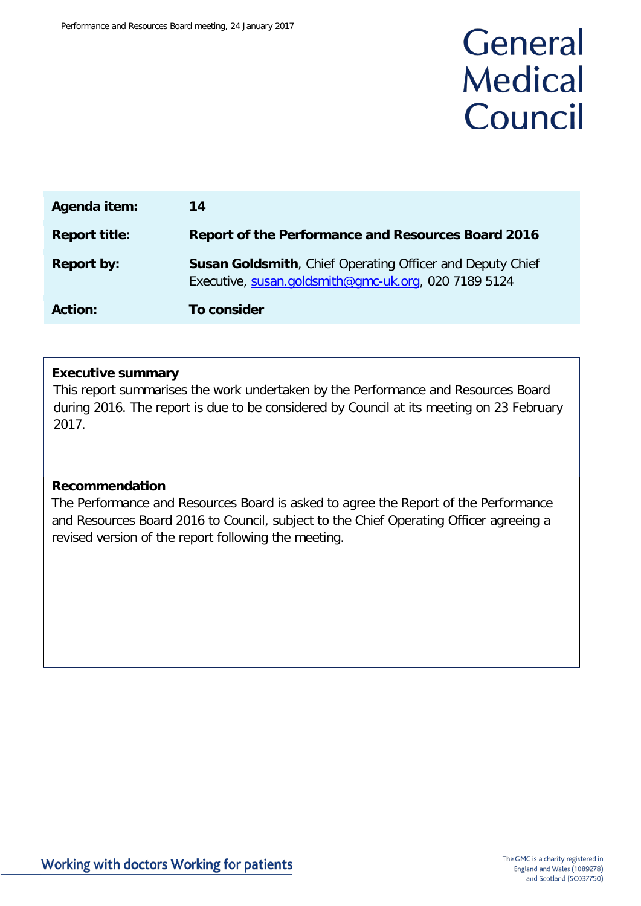General Medical Council

| Agenda item: | 14 |
| --- | --- |
| Report title: | **Report of the Performance and Resources Board 2016** |
| Report by: | **Susan Goldsmith**, Chief Operating Officer and Deputy Chief Executive, susan.goldsmith@gmc-uk.org, 020 7189 5124 |
| Action: | **To consider** |

**Executive summary**

This report summarises the work undertaken by the Performance and Resources Board during 2016. The report is due to be considered by Council at its meeting on 23 February 2017.

**Recommendation**

The Performance and Resources Board is asked to agree the Report of the Performance and Resources Board 2016 to Council, subject to the Chief Operating Officer agreeing a revised version of the report following the meeting.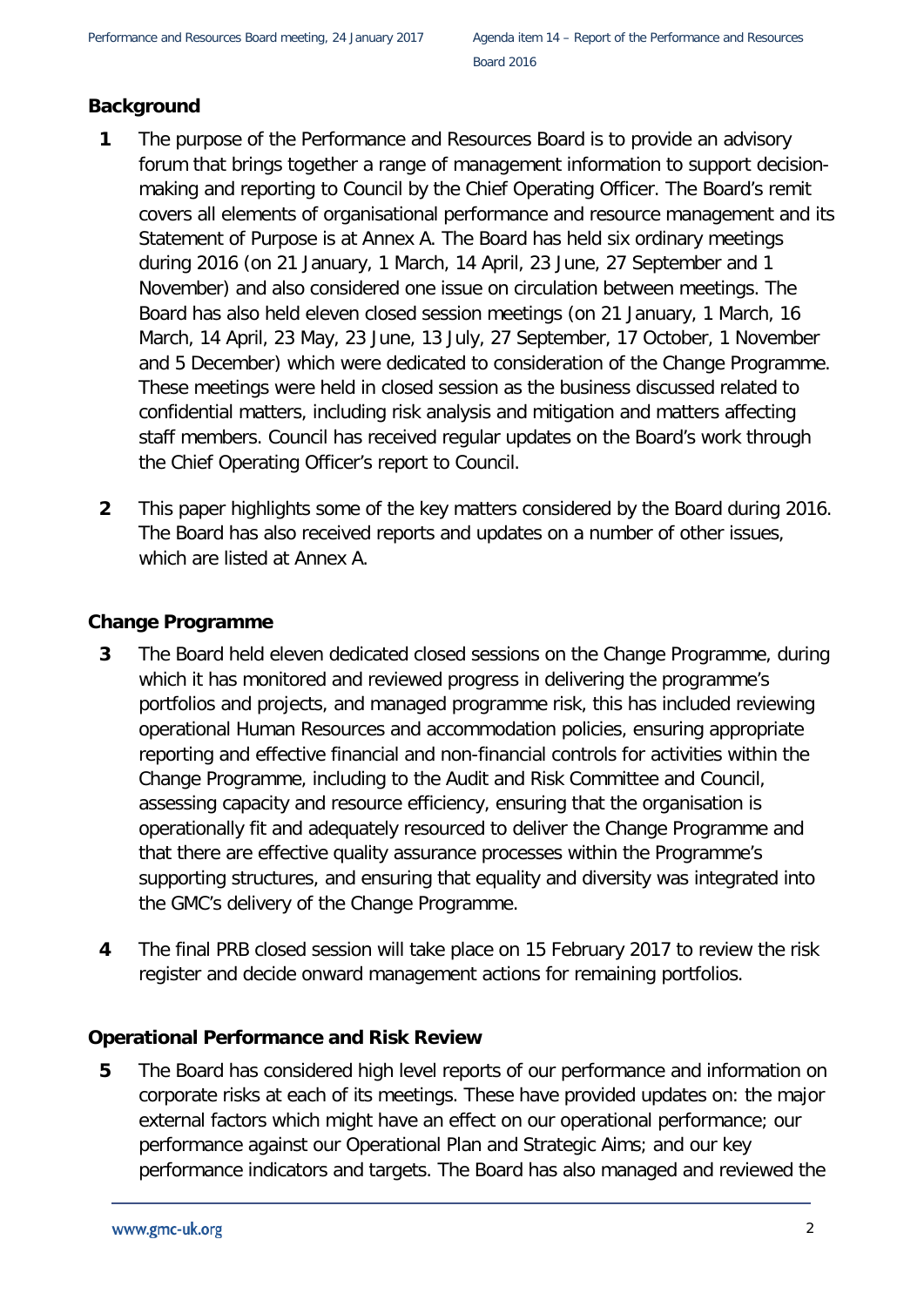## Background

**1** The purpose of the Performance and Resources Board is to provide an advisory forum that brings together a range of management information to support decision-making and reporting to Council by the Chief Operating Officer. The Board's remit covers all elements of organisational performance and resource management and its Statement of Purpose is at Annex A. The Board has held six ordinary meetings during 2016 (on 21 January, 1 March, 14 April, 23 June, 27 September and 1 November) and also considered one issue on circulation between meetings. The Board has also held eleven closed session meetings (on 21 January, 1 March, 16 March, 14 April, 23 May, 23 June, 13 July, 27 September, 17 October, 1 November and 5 December) which were dedicated to consideration of the Change Programme. These meetings were held in closed session as the business discussed related to confidential matters, including risk analysis and mitigation and matters affecting staff members. Council has received regular updates on the Board's work through the Chief Operating Officer's report to Council.

**2** This paper highlights some of the key matters considered by the Board during 2016. The Board has also received reports and updates on a number of other issues, which are listed at Annex A.

## Change Programme

**3** The Board held eleven dedicated closed sessions on the Change Programme, during which it has monitored and reviewed progress in delivering the programme's portfolios and projects, and managed programme risk, this has included reviewing operational Human Resources and accommodation policies, ensuring appropriate reporting and effective financial and non-financial controls for activities within the Change Programme, including to the Audit and Risk Committee and Council, assessing capacity and resource efficiency, ensuring that the organisation is operationally fit and adequately resourced to deliver the Change Programme and that there are effective quality assurance processes within the Programme's supporting structures, and ensuring that equality and diversity was integrated into the GMC's delivery of the Change Programme.

**4** The final PRB closed session will take place on 15 February 2017 to review the risk register and decide onward management actions for remaining portfolios.

## Operational Performance and Risk Review

**5** The Board has considered high level reports of our performance and information on corporate risks at each of its meetings. These have provided updates on: the major external factors which might have an effect on our operational performance; our performance against our Operational Plan and Strategic Aims; and our key performance indicators and targets. The Board has also managed and reviewed the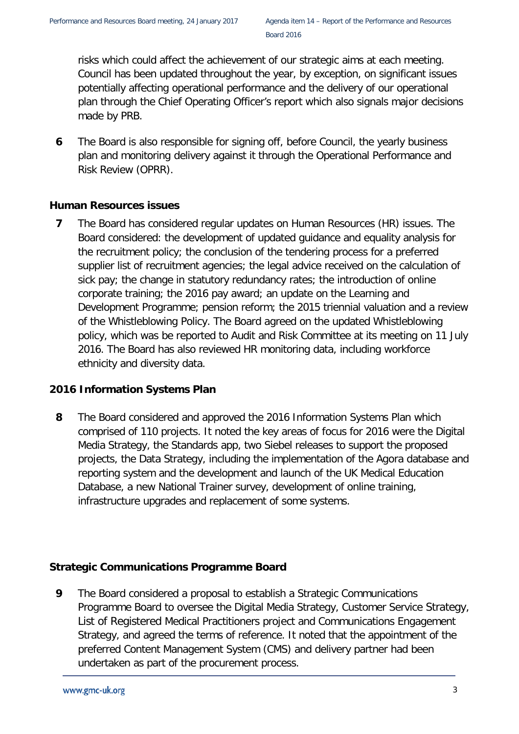risks which could affect the achievement of our strategic aims at each meeting. Council has been updated throughout the year, by exception, on significant issues potentially affecting operational performance and the delivery of our operational plan through the Chief Operating Officer's report which also signals major decisions made by PRB.

**6** The Board is also responsible for signing off, before Council, the yearly business plan and monitoring delivery against it through the Operational Performance and Risk Review (OPRR).

## Human Resources issues

**7** The Board has considered regular updates on Human Resources (HR) issues. The Board considered: the development of updated guidance and equality analysis for the recruitment policy; the conclusion of the tendering process for a preferred supplier list of recruitment agencies; the legal advice received on the calculation of sick pay; the change in statutory redundancy rates; the introduction of online corporate training; the 2016 pay award; an update on the Learning and Development Programme; pension reform; the 2015 triennial valuation and a review of the Whistleblowing Policy. The Board agreed on the updated Whistleblowing policy, which was be reported to Audit and Risk Committee at its meeting on 11 July 2016. The Board has also reviewed HR monitoring data, including workforce ethnicity and diversity data.

## 2016 Information Systems Plan

**8** The Board considered and approved the 2016 Information Systems Plan which comprised of 110 projects. It noted the key areas of focus for 2016 were the Digital Media Strategy, the Standards app, two Siebel releases to support the proposed projects, the Data Strategy, including the implementation of the Agora database and reporting system and the development and launch of the UK Medical Education Database, a new National Trainer survey, development of online training, infrastructure upgrades and replacement of some systems.

## Strategic Communications Programme Board

**9** The Board considered a proposal to establish a Strategic Communications Programme Board to oversee the Digital Media Strategy, Customer Service Strategy, List of Registered Medical Practitioners project and Communications Engagement Strategy, and agreed the terms of reference. It noted that the appointment of the preferred Content Management System (CMS) and delivery partner had been undertaken as part of the procurement process.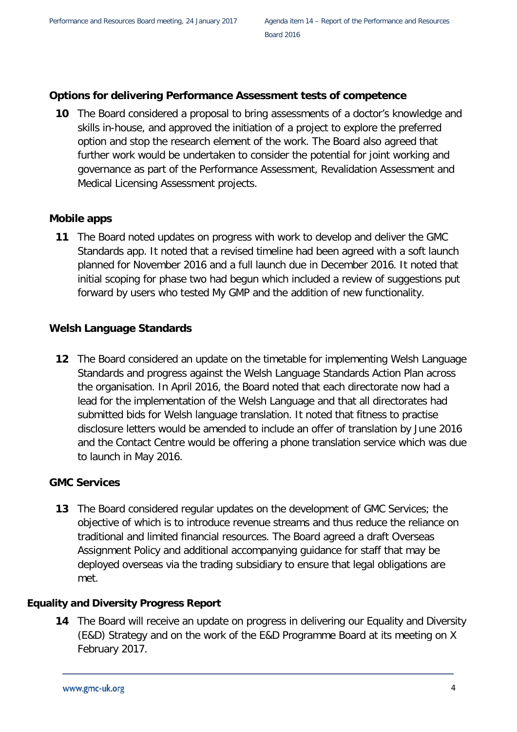### Options for delivering Performance Assessment tests of competence

**10** The Board considered a proposal to bring assessments of a doctor's knowledge and skills in-house, and approved the initiation of a project to explore the preferred option and stop the research element of the work. The Board also agreed that further work would be undertaken to consider the potential for joint working and governance as part of the Performance Assessment, Revalidation Assessment and Medical Licensing Assessment projects.

### Mobile apps

**11** The Board noted updates on progress with work to develop and deliver the GMC Standards app. It noted that a revised timeline had been agreed with a soft launch planned for November 2016 and a full launch due in December 2016. It noted that initial scoping for phase two had begun which included a review of suggestions put forward by users who tested My GMP and the addition of new functionality.

### Welsh Language Standards

**12** The Board considered an update on the timetable for implementing Welsh Language Standards and progress against the Welsh Language Standards Action Plan across the organisation. In April 2016, the Board noted that each directorate now had a lead for the implementation of the Welsh Language and that all directorates had submitted bids for Welsh language translation. It noted that fitness to practise disclosure letters would be amended to include an offer of translation by June 2016 and the Contact Centre would be offering a phone translation service which was due to launch in May 2016.

### GMC Services

**13** The Board considered regular updates on the development of GMC Services; the objective of which is to introduce revenue streams and thus reduce the reliance on traditional and limited financial resources. The Board agreed a draft Overseas Assignment Policy and additional accompanying guidance for staff that may be deployed overseas via the trading subsidiary to ensure that legal obligations are met.

### Equality and Diversity Progress Report

**14** The Board will receive an update on progress in delivering our Equality and Diversity (E&D) Strategy and on the work of the E&D Programme Board at its meeting on X February 2017.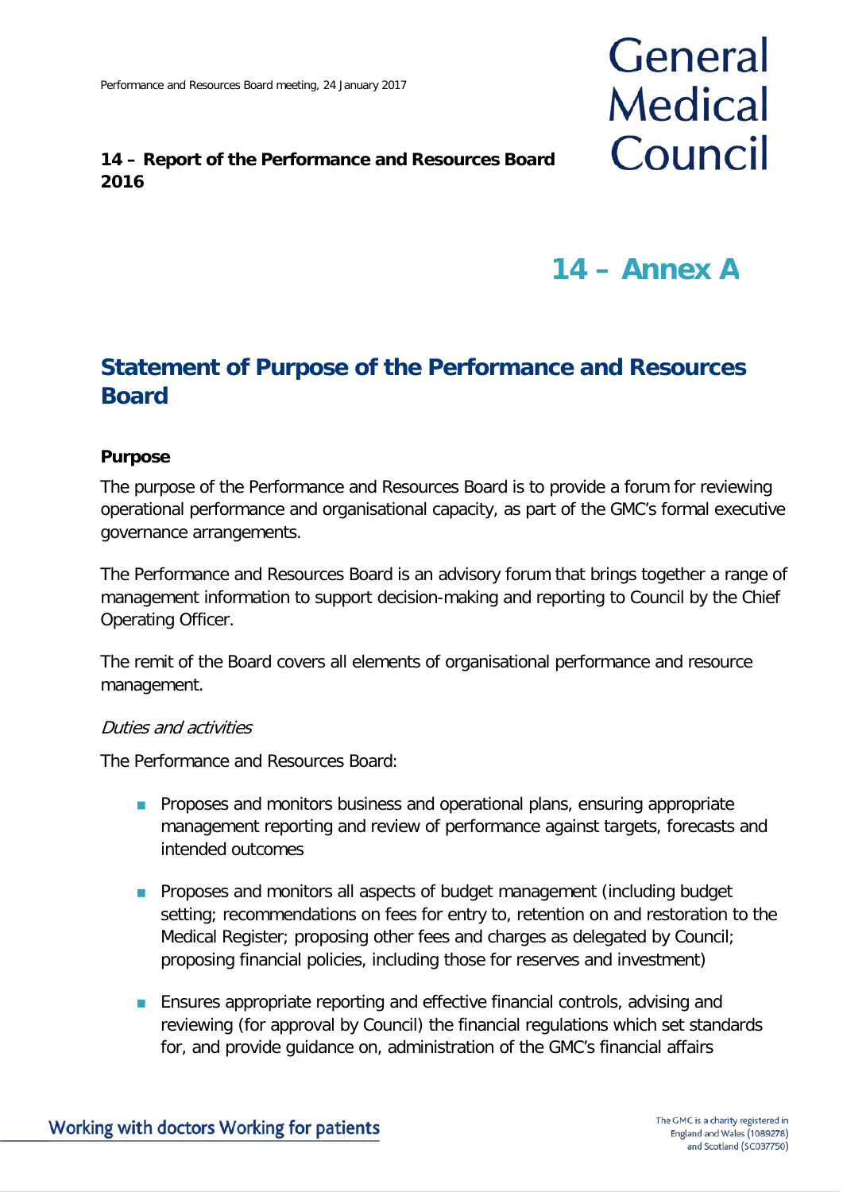**14 – Report of the Performance and Resources Board 2016**

## 14 – Annex A

# Statement of Purpose of the Performance and Resources Board

### Purpose

The purpose of the Performance and Resources Board is to provide a forum for reviewing operational performance and organisational capacity, as part of the GMC's formal executive governance arrangements.

The Performance and Resources Board is an advisory forum that brings together a range of management information to support decision-making and reporting to Council by the Chief Operating Officer.

The remit of the Board covers all elements of organisational performance and resource management.

*Duties and activities*

The Performance and Resources Board:

- Proposes and monitors business and operational plans, ensuring appropriate management reporting and review of performance against targets, forecasts and intended outcomes
- Proposes and monitors all aspects of budget management (including budget setting; recommendations on fees for entry to, retention on and restoration to the Medical Register; proposing other fees and charges as delegated by Council; proposing financial policies, including those for reserves and investment)
- Ensures appropriate reporting and effective financial controls, advising and reviewing (for approval by Council) the financial regulations which set standards for, and provide guidance on, administration of the GMC's financial affairs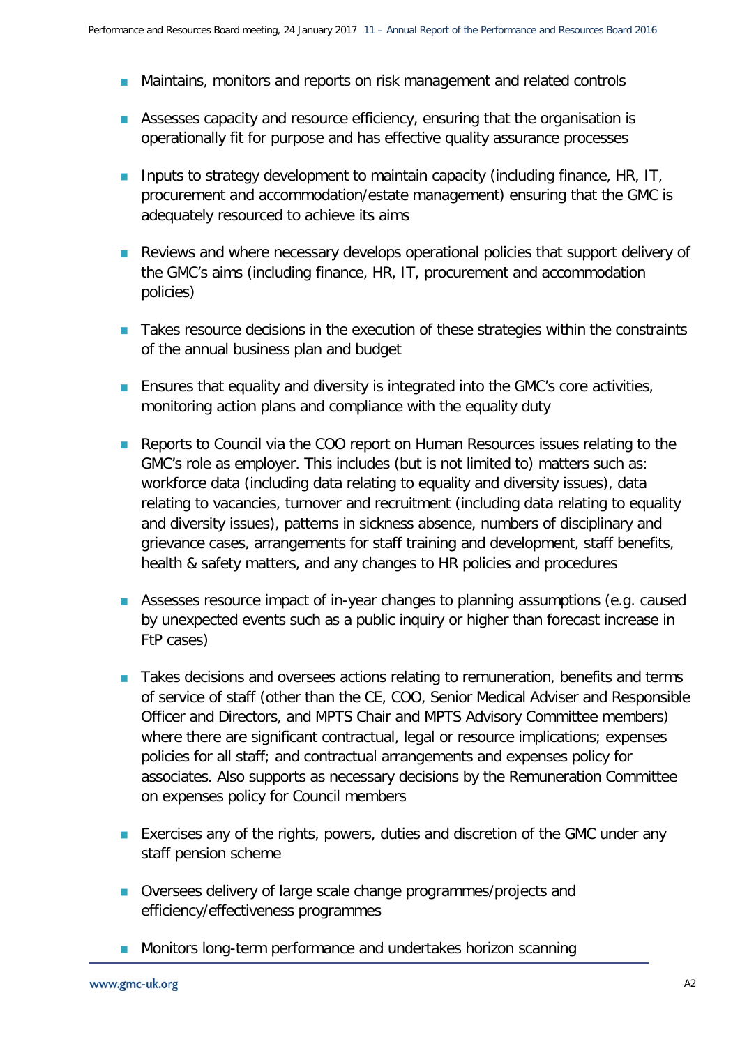- Maintains, monitors and reports on risk management and related controls
- Assesses capacity and resource efficiency, ensuring that the organisation is operationally fit for purpose and has effective quality assurance processes
- Inputs to strategy development to maintain capacity (including finance, HR, IT, procurement and accommodation/estate management) ensuring that the GMC is adequately resourced to achieve its aims
- Reviews and where necessary develops operational policies that support delivery of the GMC's aims (including finance, HR, IT, procurement and accommodation policies)
- Takes resource decisions in the execution of these strategies within the constraints of the annual business plan and budget
- Ensures that equality and diversity is integrated into the GMC's core activities, monitoring action plans and compliance with the equality duty
- Reports to Council via the COO report on Human Resources issues relating to the GMC's role as employer. This includes (but is not limited to) matters such as: workforce data (including data relating to equality and diversity issues), data relating to vacancies, turnover and recruitment (including data relating to equality and diversity issues), patterns in sickness absence, numbers of disciplinary and grievance cases, arrangements for staff training and development, staff benefits, health & safety matters, and any changes to HR policies and procedures
- Assesses resource impact of in-year changes to planning assumptions (e.g. caused by unexpected events such as a public inquiry or higher than forecast increase in FtP cases)
- Takes decisions and oversees actions relating to remuneration, benefits and terms of service of staff (other than the CE, COO, Senior Medical Adviser and Responsible Officer and Directors, and MPTS Chair and MPTS Advisory Committee members) where there are significant contractual, legal or resource implications; expenses policies for all staff; and contractual arrangements and expenses policy for associates. Also supports as necessary decisions by the Remuneration Committee on expenses policy for Council members
- Exercises any of the rights, powers, duties and discretion of the GMC under any staff pension scheme
- Oversees delivery of large scale change programmes/projects and efficiency/effectiveness programmes
- Monitors long-term performance and undertakes horizon scanning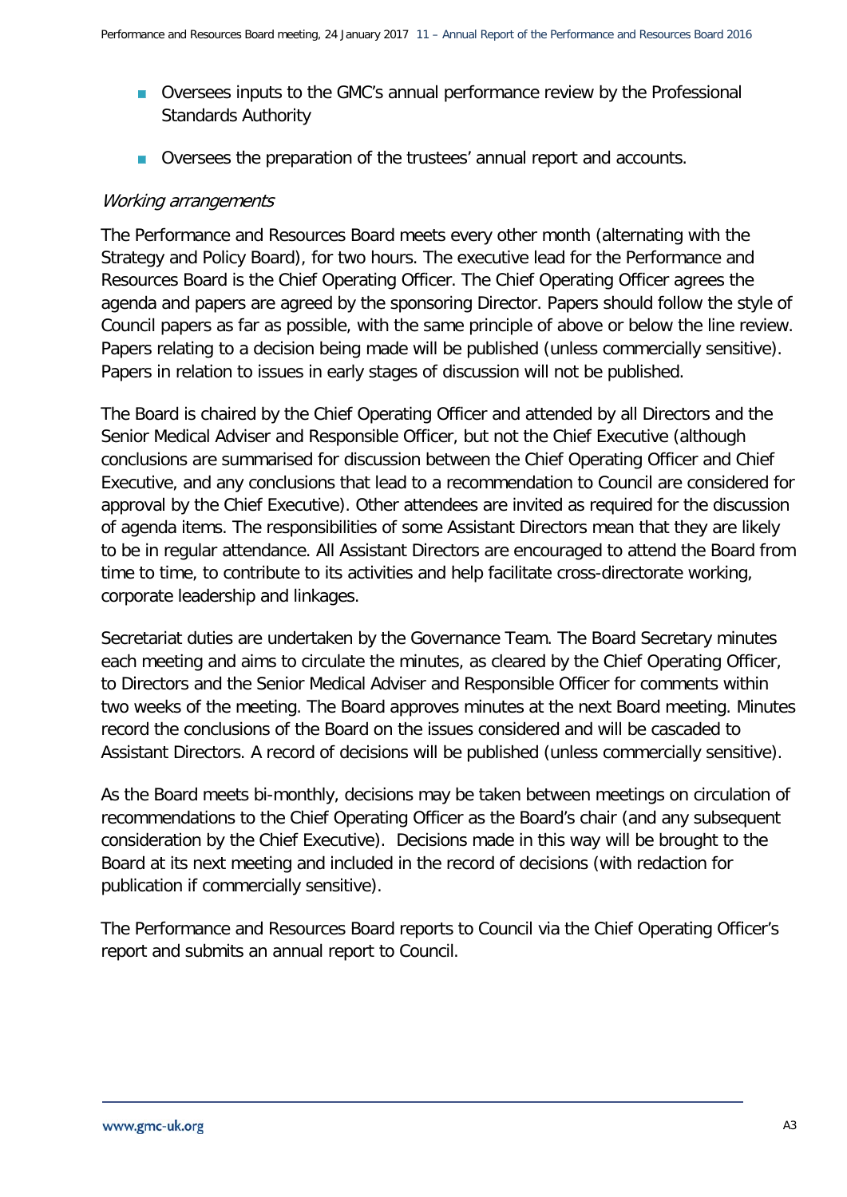- Oversees inputs to the GMC's annual performance review by the Professional Standards Authority
- Oversees the preparation of the trustees' annual report and accounts.

*Working arrangements*

The Performance and Resources Board meets every other month (alternating with the Strategy and Policy Board), for two hours. The executive lead for the Performance and Resources Board is the Chief Operating Officer. The Chief Operating Officer agrees the agenda and papers are agreed by the sponsoring Director. Papers should follow the style of Council papers as far as possible, with the same principle of above or below the line review. Papers relating to a decision being made will be published (unless commercially sensitive). Papers in relation to issues in early stages of discussion will not be published.

The Board is chaired by the Chief Operating Officer and attended by all Directors and the Senior Medical Adviser and Responsible Officer, but not the Chief Executive (although conclusions are summarised for discussion between the Chief Operating Officer and Chief Executive, and any conclusions that lead to a recommendation to Council are considered for approval by the Chief Executive). Other attendees are invited as required for the discussion of agenda items. The responsibilities of some Assistant Directors mean that they are likely to be in regular attendance. All Assistant Directors are encouraged to attend the Board from time to time, to contribute to its activities and help facilitate cross-directorate working, corporate leadership and linkages.

Secretariat duties are undertaken by the Governance Team. The Board Secretary minutes each meeting and aims to circulate the minutes, as cleared by the Chief Operating Officer, to Directors and the Senior Medical Adviser and Responsible Officer for comments within two weeks of the meeting. The Board approves minutes at the next Board meeting. Minutes record the conclusions of the Board on the issues considered and will be cascaded to Assistant Directors. A record of decisions will be published (unless commercially sensitive).

As the Board meets bi-monthly, decisions may be taken between meetings on circulation of recommendations to the Chief Operating Officer as the Board's chair (and any subsequent consideration by the Chief Executive). Decisions made in this way will be brought to the Board at its next meeting and included in the record of decisions (with redaction for publication if commercially sensitive).

The Performance and Resources Board reports to Council via the Chief Operating Officer's report and submits an annual report to Council.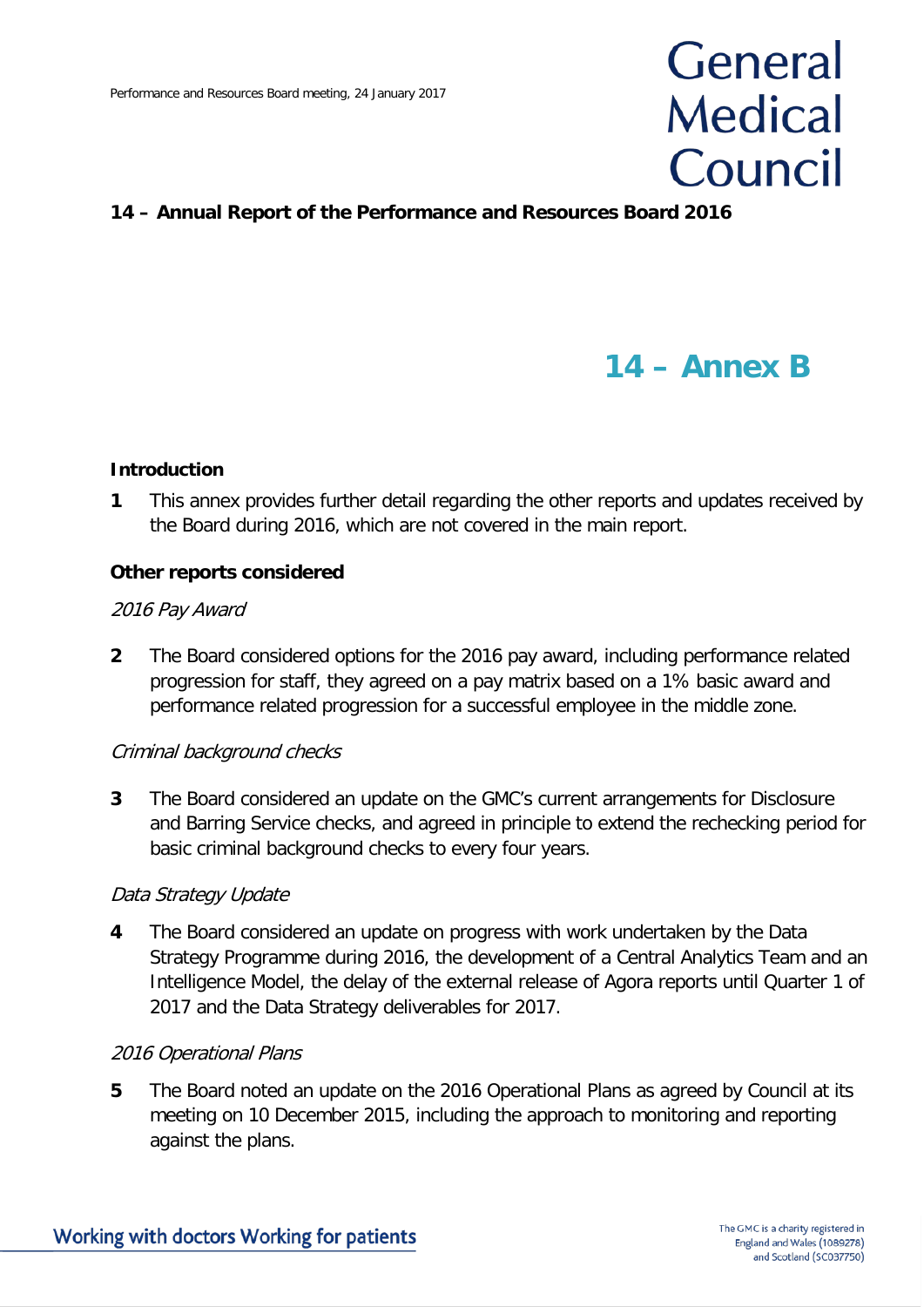# 14 – Annual Report of the Performance and Resources Board 2016

## 14 – Annex B

### Introduction

**1** This annex provides further detail regarding the other reports and updates received by the Board during 2016, which are not covered in the main report.

### Other reports considered

*2016 Pay Award*

**2** The Board considered options for the 2016 pay award, including performance related progression for staff, they agreed on a pay matrix based on a 1% basic award and performance related progression for a successful employee in the middle zone.

*Criminal background checks*

**3** The Board considered an update on the GMC's current arrangements for Disclosure and Barring Service checks, and agreed in principle to extend the rechecking period for basic criminal background checks to every four years.

*Data Strategy Update*

**4** The Board considered an update on progress with work undertaken by the Data Strategy Programme during 2016, the development of a Central Analytics Team and an Intelligence Model, the delay of the external release of Agora reports until Quarter 1 of 2017 and the Data Strategy deliverables for 2017.

*2016 Operational Plans*

**5** The Board noted an update on the 2016 Operational Plans as agreed by Council at its meeting on 10 December 2015, including the approach to monitoring and reporting against the plans.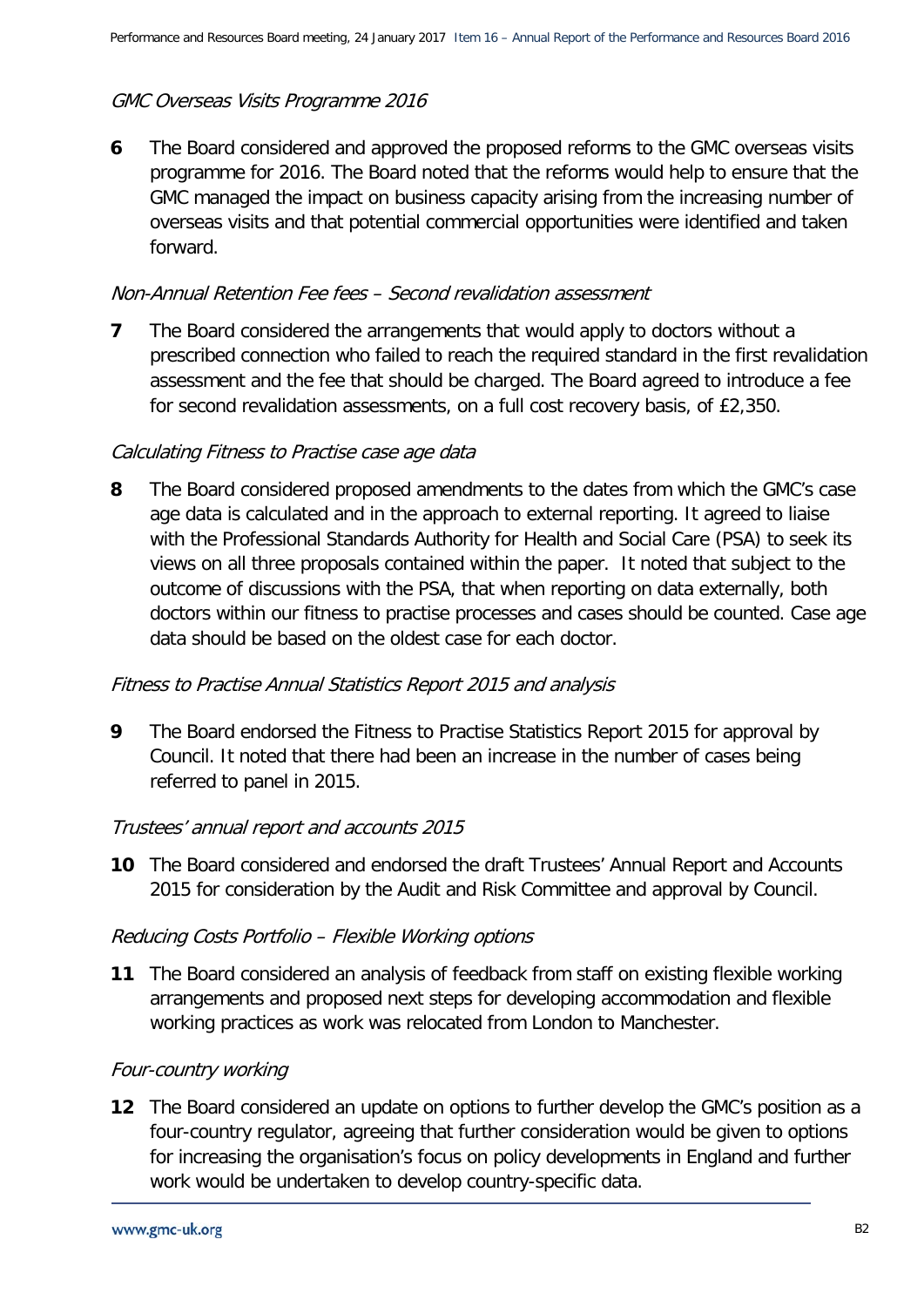*GMC Overseas Visits Programme 2016*

**6** The Board considered and approved the proposed reforms to the GMC overseas visits programme for 2016. The Board noted that the reforms would help to ensure that the GMC managed the impact on business capacity arising from the increasing number of overseas visits and that potential commercial opportunities were identified and taken forward.

*Non-Annual Retention Fee fees – Second revalidation assessment*

**7** The Board considered the arrangements that would apply to doctors without a prescribed connection who failed to reach the required standard in the first revalidation assessment and the fee that should be charged. The Board agreed to introduce a fee for second revalidation assessments, on a full cost recovery basis, of £2,350.

*Calculating Fitness to Practise case age data*

**8** The Board considered proposed amendments to the dates from which the GMC's case age data is calculated and in the approach to external reporting. It agreed to liaise with the Professional Standards Authority for Health and Social Care (PSA) to seek its views on all three proposals contained within the paper. It noted that subject to the outcome of discussions with the PSA, that when reporting on data externally, both doctors within our fitness to practise processes and cases should be counted. Case age data should be based on the oldest case for each doctor.

*Fitness to Practise Annual Statistics Report 2015 and analysis*

**9** The Board endorsed the Fitness to Practise Statistics Report 2015 for approval by Council. It noted that there had been an increase in the number of cases being referred to panel in 2015.

*Trustees' annual report and accounts 2015*

**10** The Board considered and endorsed the draft Trustees' Annual Report and Accounts 2015 for consideration by the Audit and Risk Committee and approval by Council.

*Reducing Costs Portfolio – Flexible Working options*

**11** The Board considered an analysis of feedback from staff on existing flexible working arrangements and proposed next steps for developing accommodation and flexible working practices as work was relocated from London to Manchester.

*Four-country working*

**12** The Board considered an update on options to further develop the GMC's position as a four-country regulator, agreeing that further consideration would be given to options for increasing the organisation's focus on policy developments in England and further work would be undertaken to develop country-specific data.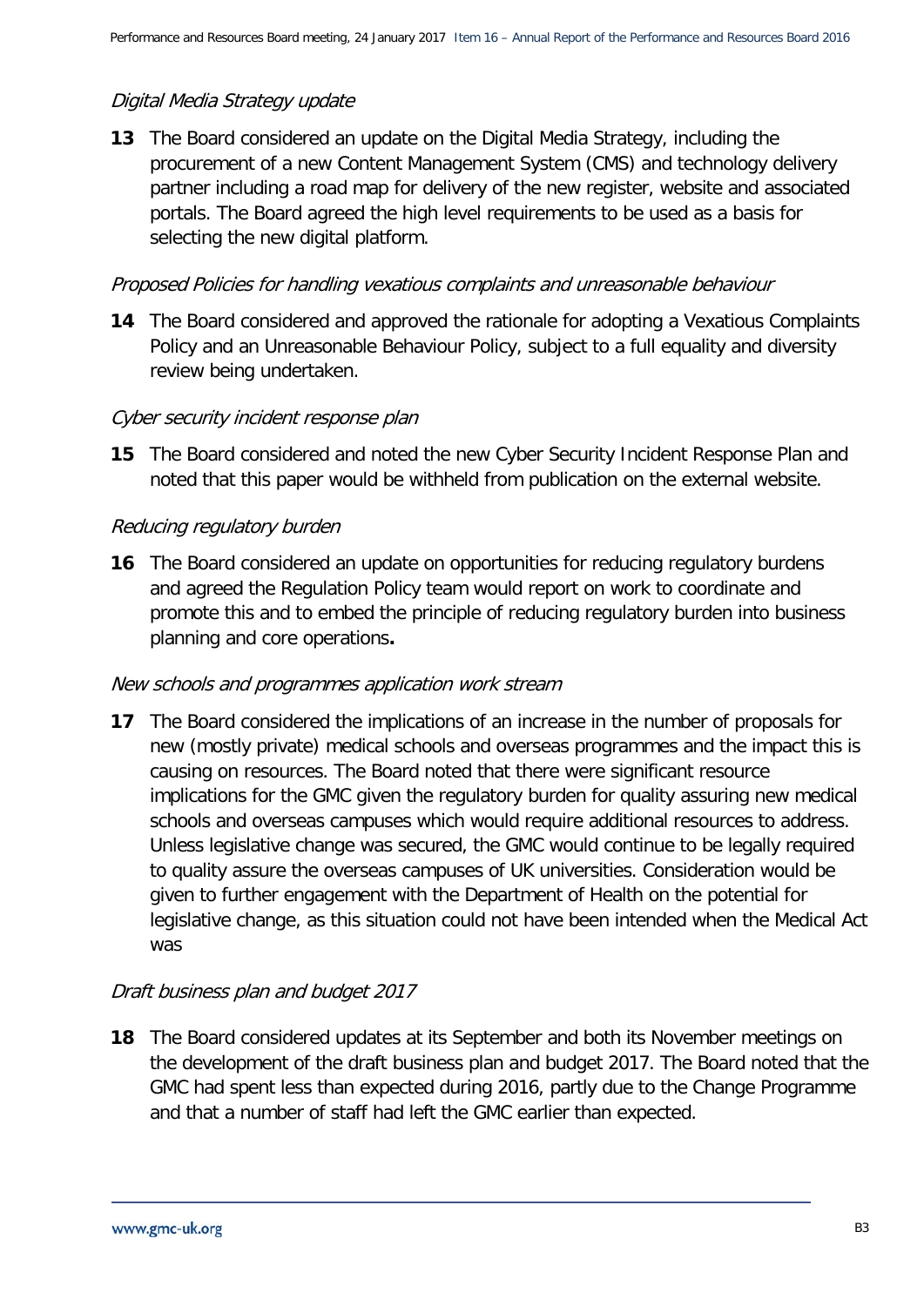*Digital Media Strategy update*

**13** The Board considered an update on the Digital Media Strategy, including the procurement of a new Content Management System (CMS) and technology delivery partner including a road map for delivery of the new register, website and associated portals. The Board agreed the high level requirements to be used as a basis for selecting the new digital platform.

*Proposed Policies for handling vexatious complaints and unreasonable behaviour*

**14** The Board considered and approved the rationale for adopting a Vexatious Complaints Policy and an Unreasonable Behaviour Policy, subject to a full equality and diversity review being undertaken.

*Cyber security incident response plan*

**15** The Board considered and noted the new Cyber Security Incident Response Plan and noted that this paper would be withheld from publication on the external website.

*Reducing regulatory burden*

**16** The Board considered an update on opportunities for reducing regulatory burdens and agreed the Regulation Policy team would report on work to coordinate and promote this and to embed the principle of reducing regulatory burden into business planning and core operations**.**

*New schools and programmes application work stream*

**17** The Board considered the implications of an increase in the number of proposals for new (mostly private) medical schools and overseas programmes and the impact this is causing on resources. The Board noted that there were significant resource implications for the GMC given the regulatory burden for quality assuring new medical schools and overseas campuses which would require additional resources to address. Unless legislative change was secured, the GMC would continue to be legally required to quality assure the overseas campuses of UK universities. Consideration would be given to further engagement with the Department of Health on the potential for legislative change, as this situation could not have been intended when the Medical Act was

*Draft business plan and budget 2017*

**18** The Board considered updates at its September and both its November meetings on the development of the draft business plan and budget 2017. The Board noted that the GMC had spent less than expected during 2016, partly due to the Change Programme and that a number of staff had left the GMC earlier than expected.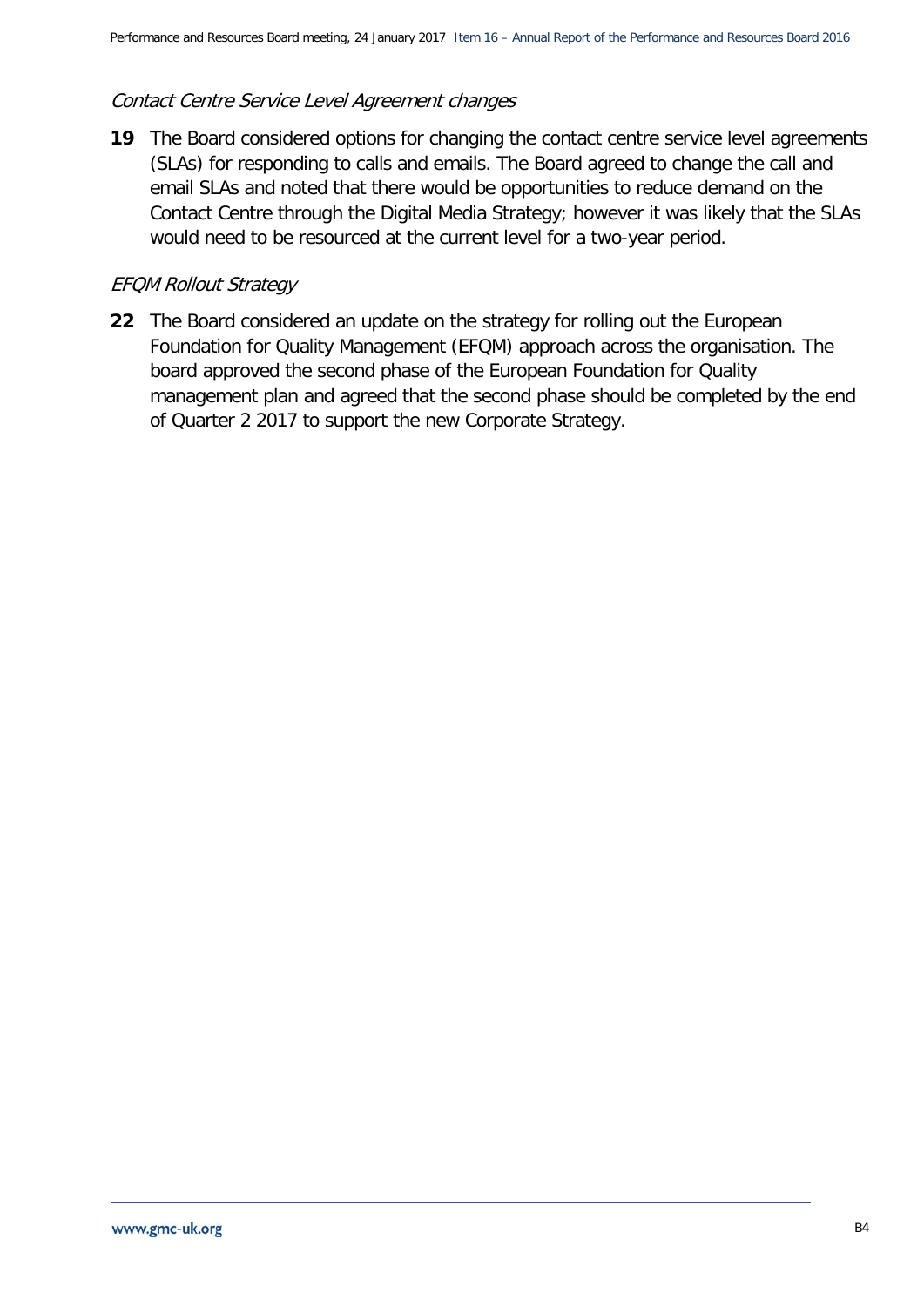*Contact Centre Service Level Agreement changes*

**19** The Board considered options for changing the contact centre service level agreements (SLAs) for responding to calls and emails. The Board agreed to change the call and email SLAs and noted that there would be opportunities to reduce demand on the Contact Centre through the Digital Media Strategy; however it was likely that the SLAs would need to be resourced at the current level for a two-year period.

*EFQM Rollout Strategy*

**22** The Board considered an update on the strategy for rolling out the European Foundation for Quality Management (EFQM) approach across the organisation. The board approved the second phase of the European Foundation for Quality management plan and agreed that the second phase should be completed by the end of Quarter 2 2017 to support the new Corporate Strategy.